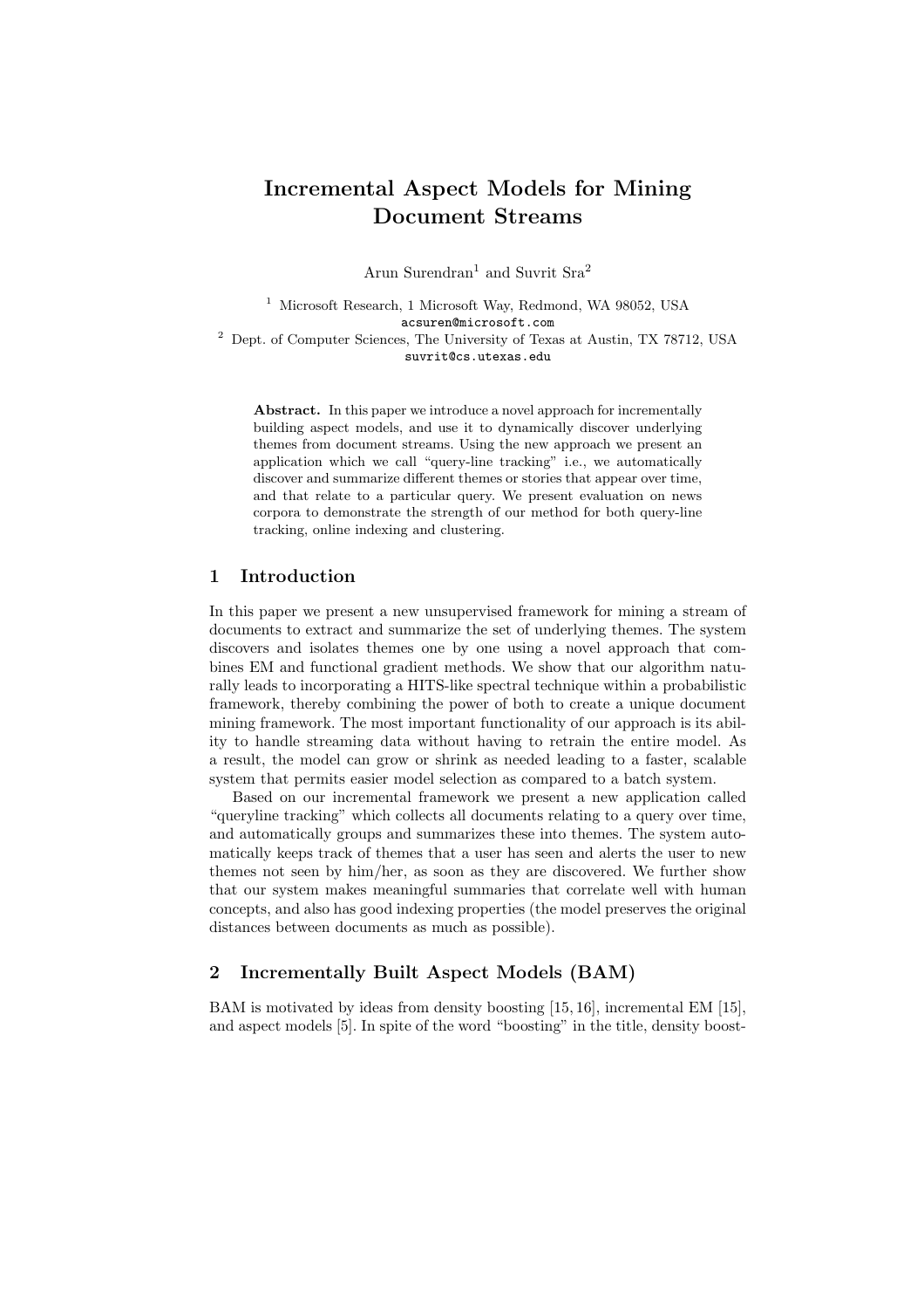# Incremental Aspect Models for Mining Document Streams

Arun Surendran[1] and Suvrit Sra[2]

[1] Microsoft Research, 1 Microsoft Way, Redmond, WA 98052, USA
acsuren@microsoft.com

[2] Dept. of Computer Sciences, The University of Texas at Austin, TX 78712, USA
suvrit@cs.utexas.edu

**Abstract.** In this paper we introduce a novel approach for incrementally building aspect models, and use it to dynamically discover underlying themes from document streams. Using the new approach we present an application which we call "query-line tracking" i.e., we automatically discover and summarize different themes or stories that appear over time, and that relate to a particular query. We present evaluation on news corpora to demonstrate the strength of our method for both query-line tracking, online indexing and clustering.

## 1 Introduction

In this paper we present a new unsupervised framework for mining a stream of documents to extract and summarize the set of underlying themes. The system discovers and isolates themes one by one using a novel approach that combines EM and functional gradient methods. We show that our algorithm naturally leads to incorporating a HITS-like spectral technique within a probabilistic framework, thereby combining the power of both to create a unique document mining framework. The most important functionality of our approach is its ability to handle streaming data without having to retrain the entire model. As a result, the model can grow or shrink as needed leading to a faster, scalable system that permits easier model selection as compared to a batch system.

Based on our incremental framework we present a new application called "queryline tracking" which collects all documents relating to a query over time, and automatically groups and summarizes these into themes. The system automatically keeps track of themes that a user has seen and alerts the user to new themes not seen by him/her, as soon as they are discovered. We further show that our system makes meaningful summaries that correlate well with human concepts, and also has good indexing properties (the model preserves the original distances between documents as much as possible).

## 2 Incrementally Built Aspect Models (BAM)

BAM is motivated by ideas from density boosting [15, 16], incremental EM [15], and aspect models [5]. In spite of the word "boosting" in the title, density boost-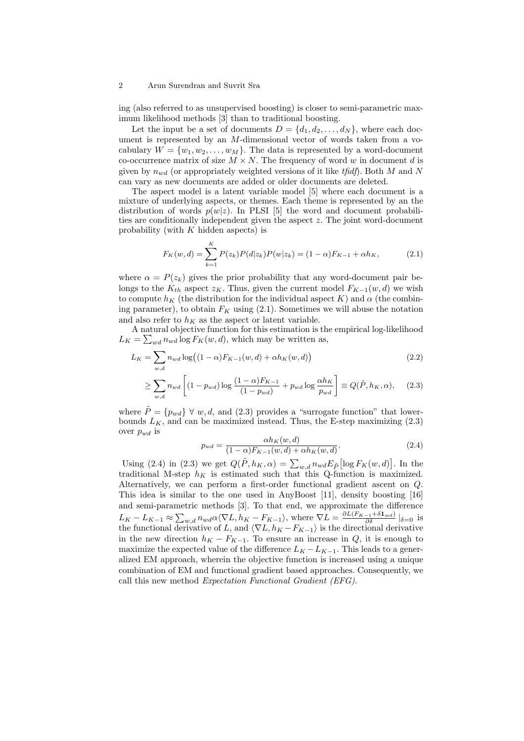ing (also referred to as unsupervised boosting) is closer to semi-parametric maximum likelihood methods [3] than to traditional boosting.

Let the input be a set of documents $D = \{d_1, d_2, \ldots, d_N\}$, where each document is represented by an $M$-dimensional vector of words taken from a vocabulary $W = \{w_1, w_2, \ldots, w_M\}$. The data is represented by a word-document co-occurrence matrix of size $M \times N$. The frequency of word $w$ in document $d$ is given by $n_{wd}$ (or appropriately weighted versions of it like *tfidf*). Both $M$ and $N$ can vary as new documents are added or older documents are deleted.

The aspect model is a latent variable model [5] where each document is a mixture of underlying aspects, or themes. Each theme is represented by an the distribution of words $p(w|z)$. In PLSI [5] the word and document probabilities are conditionally independent given the aspect $z$. The joint word-document probability (with $K$ hidden aspects) is

$$F_K(w, d) = \sum_{k=1}^{K} P(z_k)P(d|z_k)P(w|z_k) = (1-\alpha)F_{K-1} + \alpha h_K, \tag{2.1}$$

where $\alpha = P(z_k)$ gives the prior probability that any word-document pair belongs to the $K_{th}$ aspect $z_K$. Thus, given the current model $F_{K-1}(w, d)$ we wish to compute $h_K$ (the distribution for the individual aspect $K$) and $\alpha$ (the combining parameter), to obtain $F_K$ using (2.1). Sometimes we will abuse the notation and also refer to $h_K$ as the aspect or latent variable.

A natural objective function for this estimation is the empirical log-likelihood $L_K = \sum_{wd} n_{wd} \log F_K(w, d)$, which may be written as,

$$L_K = \sum_{w,d} n_{wd} \log\big((1-\alpha)F_{K-1}(w, d) + \alpha h_K(w, d)\big) \tag{2.2}$$

$$\geq \sum_{w,d} n_{wd} \left[(1-p_{wd}) \log \frac{(1-\alpha)F_{K-1}}{(1-p_{wd})} + p_{wd} \log \frac{\alpha h_K}{p_{wd}}\right] \equiv Q(\tilde{P}, h_K, \alpha), \tag{2.3}$$

where $\tilde{P} = \{p_{wd}\}\ \forall\ w, d$, and (2.3) provides a "surrogate function" that lower-bounds $L_K$, and can be maximized instead. Thus, the E-step maximizing (2.3) over $p_{wd}$ is

$$p_{wd} = \frac{\alpha h_K(w, d)}{(1-\alpha)F_{K-1}(w, d) + \alpha h_K(w, d)}. \tag{2.4}$$

Using (2.4) in (2.3) we get $Q(\tilde{P}, h_K, \alpha) = \sum_{w,d} n_{wd} E_{\tilde{P}}\big[\log F_K(w, d)\big]$. In the traditional M-step $h_K$ is estimated such that this Q-function is maximized. Alternatively, we can perform a first-order functional gradient ascent on $Q$. This idea is similar to the one used in AnyBoost [11], density boosting [16] and semi-parametric methods [3]. To that end, we approximate the difference $L_K - L_{K-1} \approx \sum_{w,d} n_{wd} \alpha \langle \nabla L, h_K - F_{K-1}\rangle$, where $\nabla L = \frac{\partial L(F_{K-1} + \delta \mathbf{1}_{wd})}{\partial \delta}\big|_{\delta=0}$ is the functional derivative of $L$, and $\langle \nabla L, h_K - F_{K-1}\rangle$ is the directional derivative in the new direction $h_K - F_{K-1}$. To ensure an increase in $Q$, it is enough to maximize the expected value of the difference $L_K - L_{K-1}$. This leads to a generalized EM approach, wherein the objective function is increased using a unique combination of EM and functional gradient based approaches. Consequently, we call this new method *Expectation Functional Gradient (EFG)*.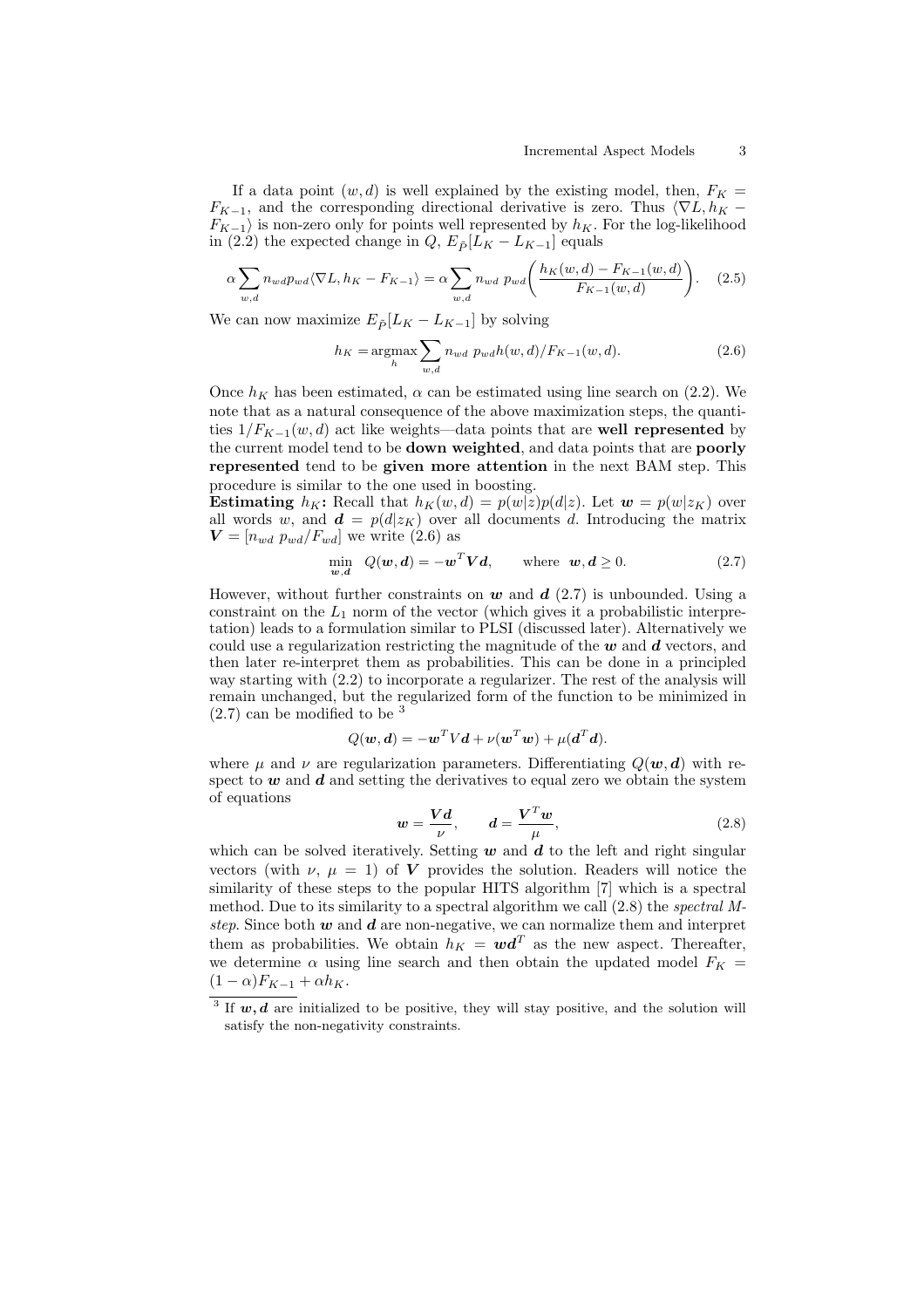If a data point $(w, d)$ is well explained by the existing model, then, $F_K = F_{K-1}$, and the corresponding directional derivative is zero. Thus $\langle \nabla L, h_K - F_{K-1} \rangle$ is non-zero only for points well represented by $h_K$. For the log-likelihood in (2.2) the expected change in $Q$, $E_{\tilde{P}}[L_K - L_{K-1}]$ equals

$$\alpha \sum_{w,d} n_{wd} p_{wd} \langle \nabla L, h_K - F_{K-1} \rangle = \alpha \sum_{w,d} n_{wd}\ p_{wd} \left( \frac{h_K(w,d) - F_{K-1}(w,d)}{F_{K-1}(w,d)} \right). \quad (2.5)$$

We can now maximize $E_{\tilde{P}}[L_K - L_{K-1}]$ by solving

$$h_K = \operatorname*{argmax}_h \sum_{w,d} n_{wd}\ p_{wd} h(w,d) / F_{K-1}(w,d). \quad (2.6)$$

Once $h_K$ has been estimated, $\alpha$ can be estimated using line search on (2.2). We note that as a natural consequence of the above maximization steps, the quantities $1/F_{K-1}(w,d)$ act like weights—data points that are **well represented** by the current model tend to be **down weighted**, and data points that are **poorly represented** tend to be **given more attention** in the next BAM step. This procedure is similar to the one used in boosting.

**Estimating $h_K$:** Recall that $h_K(w,d) = p(w|z)p(d|z)$. Let $\boldsymbol{w} = p(w|z_K)$ over all words $w$, and $\boldsymbol{d} = p(d|z_K)$ over all documents $d$. Introducing the matrix $\boldsymbol{V} = [n_{wd}\ p_{wd}/F_{wd}]$ we write (2.6) as

$$\min_{\boldsymbol{w},\boldsymbol{d}} \ Q(\boldsymbol{w}, \boldsymbol{d}) = -\boldsymbol{w}^T \boldsymbol{V} \boldsymbol{d}, \qquad \text{where} \ \ \boldsymbol{w}, \boldsymbol{d} \geq 0. \quad (2.7)$$

However, without further constraints on $\boldsymbol{w}$ and $\boldsymbol{d}$ (2.7) is unbounded. Using a constraint on the $L_1$ norm of the vector (which gives it a probabilistic interpretation) leads to a formulation similar to PLSI (discussed later). Alternatively we could use a regularization restricting the magnitude of the $\boldsymbol{w}$ and $\boldsymbol{d}$ vectors, and then later re-interpret them as probabilities. This can be done in a principled way starting with (2.2) to incorporate a regularizer. The rest of the analysis will remain unchanged, but the regularized form of the function to be minimized in (2.7) can be modified to be [3]

$$Q(\boldsymbol{w}, \boldsymbol{d}) = -\boldsymbol{w}^T V \boldsymbol{d} + \nu(\boldsymbol{w}^T \boldsymbol{w}) + \mu(\boldsymbol{d}^T \boldsymbol{d}).$$

where $\mu$ and $\nu$ are regularization parameters. Differentiating $Q(\boldsymbol{w}, \boldsymbol{d})$ with respect to $\boldsymbol{w}$ and $\boldsymbol{d}$ and setting the derivatives to equal zero we obtain the system of equations

$$\boldsymbol{w} = \frac{\boldsymbol{V}\boldsymbol{d}}{\nu}, \qquad \boldsymbol{d} = \frac{\boldsymbol{V}^T \boldsymbol{w}}{\mu}, \quad (2.8)$$

which can be solved iteratively. Setting $\boldsymbol{w}$ and $\boldsymbol{d}$ to the left and right singular vectors (with $\nu$, $\mu = 1$) of $\boldsymbol{V}$ provides the solution. Readers will notice the similarity of these steps to the popular HITS algorithm [7] which is a spectral method. Due to its similarity to a spectral algorithm we call (2.8) the *spectral M-step*. Since both $\boldsymbol{w}$ and $\boldsymbol{d}$ are non-negative, we can normalize them and interpret them as probabilities. We obtain $h_K = \boldsymbol{w}\boldsymbol{d}^T$ as the new aspect. Thereafter, we determine $\alpha$ using line search and then obtain the updated model $F_K = (1 - \alpha)F_{K-1} + \alpha h_K$.

[3] If $\boldsymbol{w}, \boldsymbol{d}$ are initialized to be positive, they will stay positive, and the solution will satisfy the non-negativity constraints.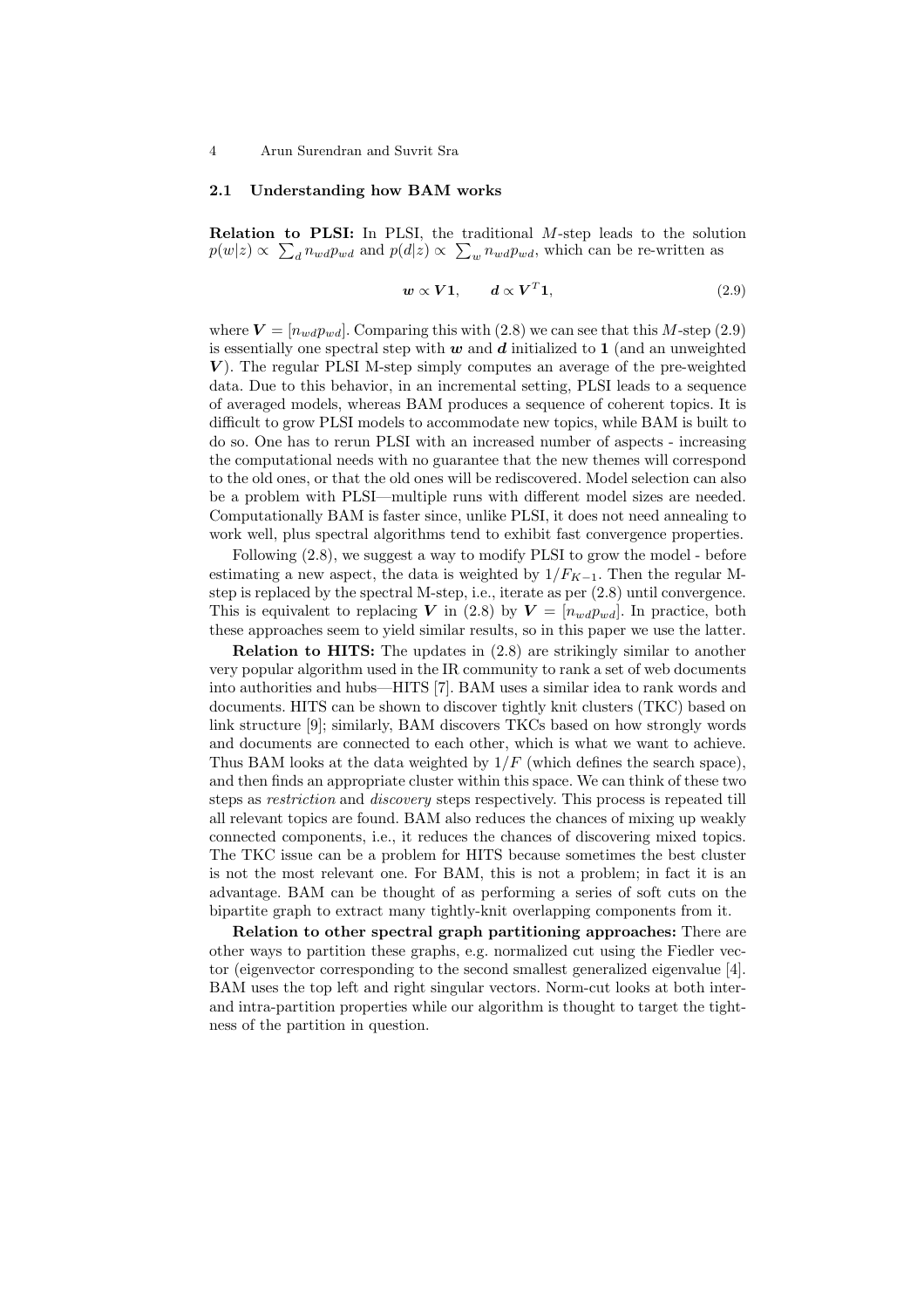### 2.1 Understanding how BAM works

**Relation to PLSI:** In PLSI, the traditional $M$-step leads to the solution $p(w|z) \propto \sum_d n_{wd} p_{wd}$ and $p(d|z) \propto \sum_w n_{wd} p_{wd}$, which can be re-written as

$$\boldsymbol{w} \propto \boldsymbol{V}\mathbf{1}, \qquad \boldsymbol{d} \propto \boldsymbol{V}^T\mathbf{1}, \tag{2.9}$$

where $\boldsymbol{V} = [n_{wd} p_{wd}]$. Comparing this with (2.8) we can see that this $M$-step (2.9) is essentially one spectral step with $\boldsymbol{w}$ and $\boldsymbol{d}$ initialized to $\mathbf{1}$ (and an unweighted $\boldsymbol{V}$). The regular PLSI M-step simply computes an average of the pre-weighted data. Due to this behavior, in an incremental setting, PLSI leads to a sequence of averaged models, whereas BAM produces a sequence of coherent topics. It is difficult to grow PLSI models to accommodate new topics, while BAM is built to do so. One has to rerun PLSI with an increased number of aspects - increasing the computational needs with no guarantee that the new themes will correspond to the old ones, or that the old ones will be rediscovered. Model selection can also be a problem with PLSI—multiple runs with different model sizes are needed. Computationally BAM is faster since, unlike PLSI, it does not need annealing to work well, plus spectral algorithms tend to exhibit fast convergence properties.

Following (2.8), we suggest a way to modify PLSI to grow the model - before estimating a new aspect, the data is weighted by $1/F_{K-1}$. Then the regular M-step is replaced by the spectral M-step, i.e., iterate as per (2.8) until convergence. This is equivalent to replacing $\boldsymbol{V}$ in (2.8) by $\boldsymbol{V} = [n_{wd} p_{wd}]$. In practice, both these approaches seem to yield similar results, so in this paper we use the latter.

**Relation to HITS:** The updates in (2.8) are strikingly similar to another very popular algorithm used in the IR community to rank a set of web documents into authorities and hubs—HITS [7]. BAM uses a similar idea to rank words and documents. HITS can be shown to discover tightly knit clusters (TKC) based on link structure [9]; similarly, BAM discovers TKCs based on how strongly words and documents are connected to each other, which is what we want to achieve. Thus BAM looks at the data weighted by $1/F$ (which defines the search space), and then finds an appropriate cluster within this space. We can think of these two steps as *restriction* and *discovery* steps respectively. This process is repeated till all relevant topics are found. BAM also reduces the chances of mixing up weakly connected components, i.e., it reduces the chances of discovering mixed topics. The TKC issue can be a problem for HITS because sometimes the best cluster is not the most relevant one. For BAM, this is not a problem; in fact it is an advantage. BAM can be thought of as performing a series of soft cuts on the bipartite graph to extract many tightly-knit overlapping components from it.

**Relation to other spectral graph partitioning approaches:** There are other ways to partition these graphs, e.g. normalized cut using the Fiedler vector (eigenvector corresponding to the second smallest generalized eigenvalue [4]. BAM uses the top left and right singular vectors. Norm-cut looks at both inter- and intra-partition properties while our algorithm is thought to target the tightness of the partition in question.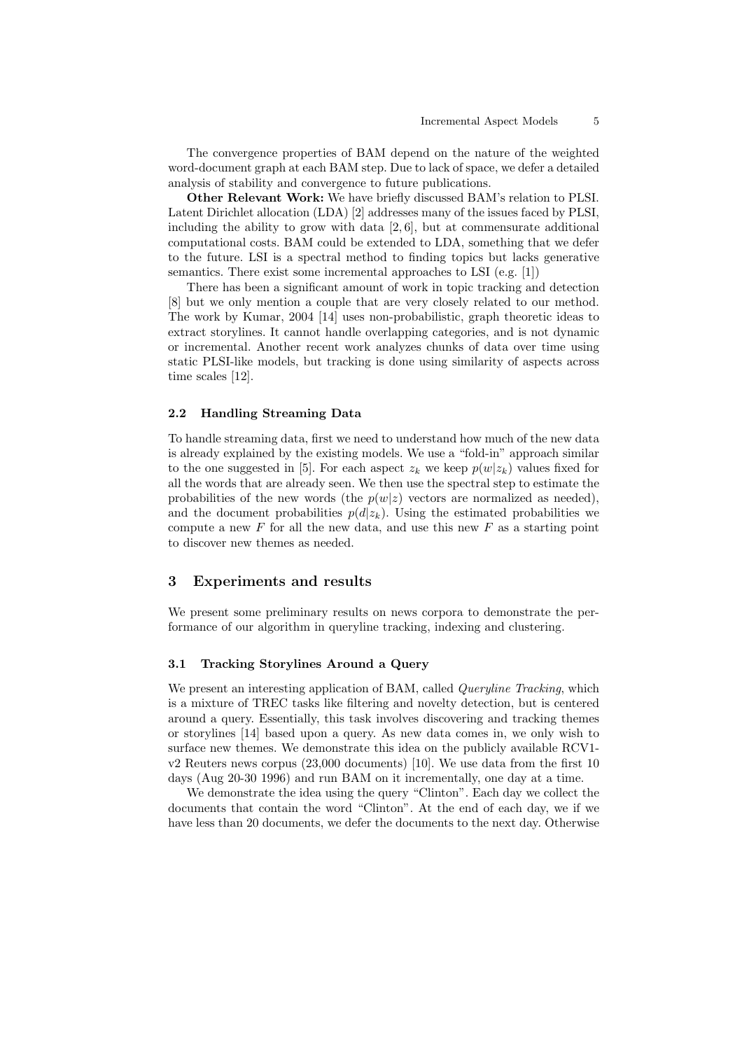The convergence properties of BAM depend on the nature of the weighted word-document graph at each BAM step. Due to lack of space, we defer a detailed analysis of stability and convergence to future publications.

**Other Relevant Work:** We have briefly discussed BAM's relation to PLSI. Latent Dirichlet allocation (LDA) [2] addresses many of the issues faced by PLSI, including the ability to grow with data [2, 6], but at commensurate additional computational costs. BAM could be extended to LDA, something that we defer to the future. LSI is a spectral method to finding topics but lacks generative semantics. There exist some incremental approaches to LSI (e.g. [1])

There has been a significant amount of work in topic tracking and detection [8] but we only mention a couple that are very closely related to our method. The work by Kumar, 2004 [14] uses non-probabilistic, graph theoretic ideas to extract storylines. It cannot handle overlapping categories, and is not dynamic or incremental. Another recent work analyzes chunks of data over time using static PLSI-like models, but tracking is done using similarity of aspects across time scales [12].

### 2.2 Handling Streaming Data

To handle streaming data, first we need to understand how much of the new data is already explained by the existing models. We use a "fold-in" approach similar to the one suggested in [5]. For each aspect $z_k$ we keep $p(w|z_k)$ values fixed for all the words that are already seen. We then use the spectral step to estimate the probabilities of the new words (the $p(w|z)$ vectors are normalized as needed), and the document probabilities $p(d|z_k)$. Using the estimated probabilities we compute a new $F$ for all the new data, and use this new $F$ as a starting point to discover new themes as needed.

## 3 Experiments and results

We present some preliminary results on news corpora to demonstrate the performance of our algorithm in queryline tracking, indexing and clustering.

### 3.1 Tracking Storylines Around a Query

We present an interesting application of BAM, called *Queryline Tracking*, which is a mixture of TREC tasks like filtering and novelty detection, but is centered around a query. Essentially, this task involves discovering and tracking themes or storylines [14] based upon a query. As new data comes in, we only wish to surface new themes. We demonstrate this idea on the publicly available RCV1-v2 Reuters news corpus (23,000 documents) [10]. We use data from the first 10 days (Aug 20-30 1996) and run BAM on it incrementally, one day at a time.

We demonstrate the idea using the query "Clinton". Each day we collect the documents that contain the word "Clinton". At the end of each day, we if we have less than 20 documents, we defer the documents to the next day. Otherwise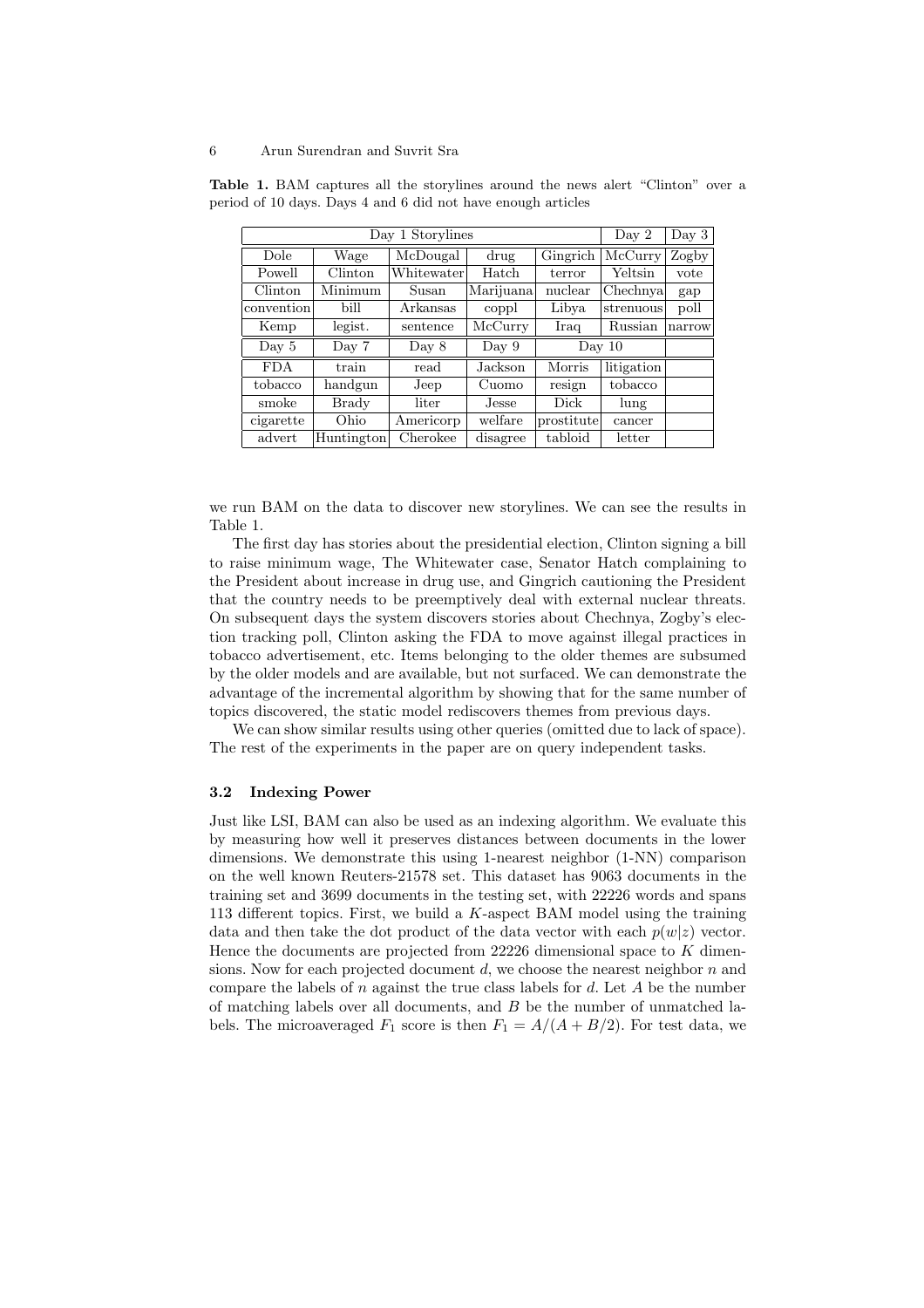**Table 1.** BAM captures all the storylines around the news alert "Clinton" over a period of 10 days. Days 4 and 6 did not have enough articles

| Day 1 Storylines | | | | | Day 2 | Day 3 |
|---|---|---|---|---|---|---|
| Dole | Wage | McDougal | drug | Gingrich | McCurry | Zogby |
| Powell | Clinton | Whitewater | Hatch | terror | Yeltsin | vote |
| Clinton | Minimum | Susan | Marijuana | nuclear | Chechnya | gap |
| convention | bill | Arkansas | coppl | Libya | strenuous | poll |
| Kemp | legist. | sentence | McCurry | Iraq | Russian | narrow |
| Day 5 | Day 7 | Day 8 | Day 9 | Day 10 | | |
| FDA | train | read | Jackson | Morris | litigation | |
| tobacco | handgun | Jeep | Cuomo | resign | tobacco | |
| smoke | Brady | liter | Jesse | Dick | lung | |
| cigarette | Ohio | Americorp | welfare | prostitute | cancer | |
| advert | Huntington | Cherokee | disagree | tabloid | letter | |

we run BAM on the data to discover new storylines. We can see the results in Table 1.

The first day has stories about the presidential election, Clinton signing a bill to raise minimum wage, The Whitewater case, Senator Hatch complaining to the President about increase in drug use, and Gingrich cautioning the President that the country needs to be preemptively deal with external nuclear threats. On subsequent days the system discovers stories about Chechnya, Zogby's election tracking poll, Clinton asking the FDA to move against illegal practices in tobacco advertisement, etc. Items belonging to the older themes are subsumed by the older models and are available, but not surfaced. We can demonstrate the advantage of the incremental algorithm by showing that for the same number of topics discovered, the static model rediscovers themes from previous days.

We can show similar results using other queries (omitted due to lack of space). The rest of the experiments in the paper are on query independent tasks.

### 3.2 Indexing Power

Just like LSI, BAM can also be used as an indexing algorithm. We evaluate this by measuring how well it preserves distances between documents in the lower dimensions. We demonstrate this using 1-nearest neighbor (1-NN) comparison on the well known Reuters-21578 set. This dataset has 9063 documents in the training set and 3699 documents in the testing set, with 22226 words and spans 113 different topics. First, we build a $K$-aspect BAM model using the training data and then take the dot product of the data vector with each $p(w|z)$ vector. Hence the documents are projected from 22226 dimensional space to $K$ dimensions. Now for each projected document $d$, we choose the nearest neighbor $n$ and compare the labels of $n$ against the true class labels for $d$. Let $A$ be the number of matching labels over all documents, and $B$ be the number of unmatched labels. The microaveraged $F_1$ score is then $F_1 = A/(A + B/2)$. For test data, we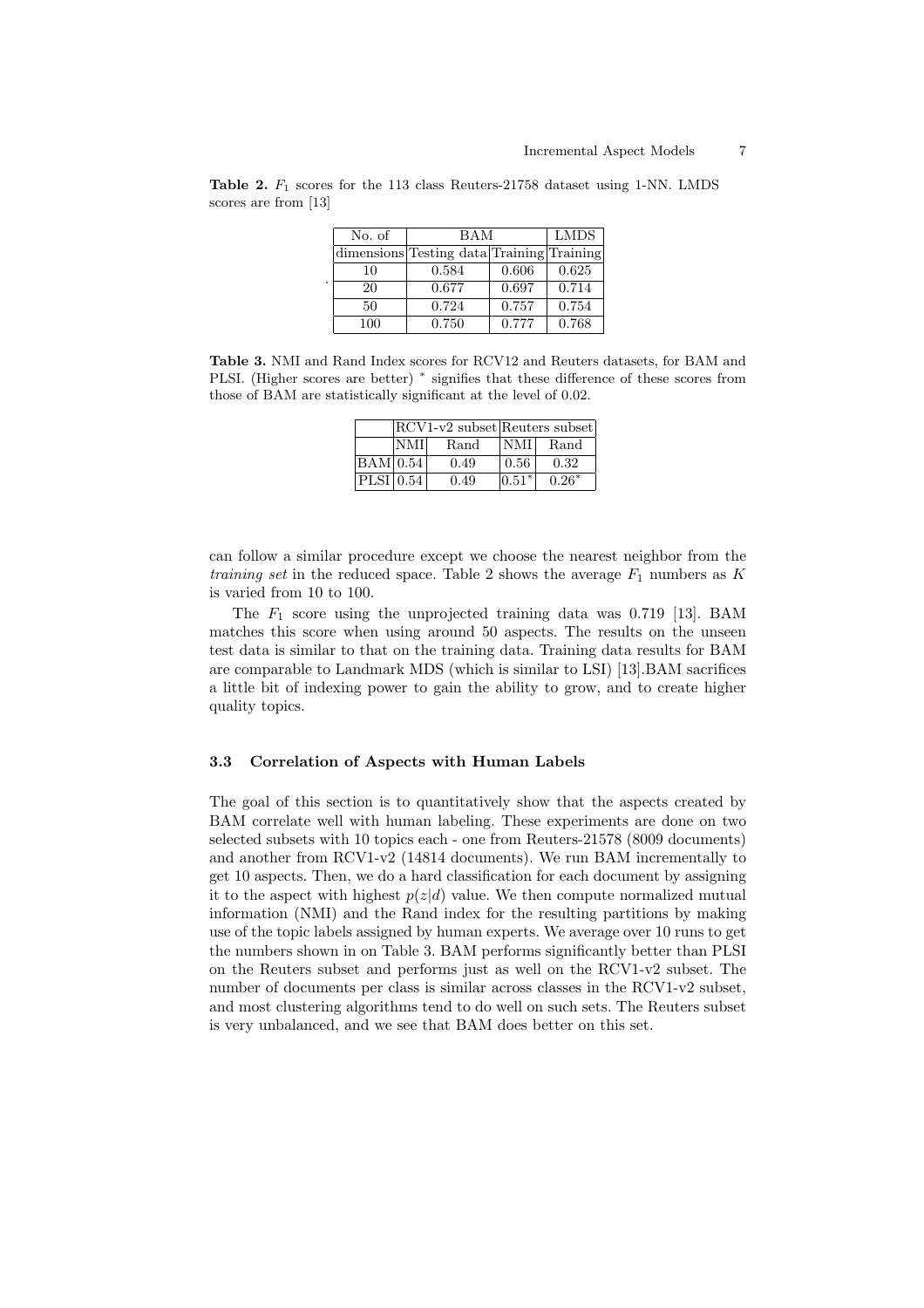**Table 2.** $F_1$ scores for the 113 class Reuters-21758 dataset using 1-NN. LMDS scores are from [13]

| No. of | BAM | | LMDS |
|---|---|---|---|
| dimensions | Testing data | Training | Training |
| 10 | 0.584 | 0.606 | 0.625 |
| 20 | 0.677 | 0.697 | 0.714 |
| 50 | 0.724 | 0.757 | 0.754 |
| 100 | 0.750 | 0.777 | 0.768 |

**Table 3.** NMI and Rand Index scores for RCV12 and Reuters datasets, for BAM and PLSI. (Higher scores are better) * signifies that these difference of these scores from those of BAM are statistically significant at the level of 0.02.

| | RCV1-v2 subset | | Reuters subset | |
|---|---|---|---|---|
| | NMI | Rand | NMI | Rand |
| BAM | 0.54 | 0.49 | 0.56 | 0.32 |
| PLSI | 0.54 | 0.49 | 0.51* | 0.26* |

can follow a similar procedure except we choose the nearest neighbor from the *training set* in the reduced space. Table 2 shows the average $F_1$ numbers as $K$ is varied from 10 to 100.

The $F_1$ score using the unprojected training data was 0.719 [13]. BAM matches this score when using around 50 aspects. The results on the unseen test data is similar to that on the training data. Training data results for BAM are comparable to Landmark MDS (which is similar to LSI) [13].BAM sacrifices a little bit of indexing power to gain the ability to grow, and to create higher quality topics.

### 3.3 Correlation of Aspects with Human Labels

The goal of this section is to quantitatively show that the aspects created by BAM correlate well with human labeling. These experiments are done on two selected subsets with 10 topics each - one from Reuters-21578 (8009 documents) and another from RCV1-v2 (14814 documents). We run BAM incrementally to get 10 aspects. Then, we do a hard classification for each document by assigning it to the aspect with highest $p(z|d)$ value. We then compute normalized mutual information (NMI) and the Rand index for the resulting partitions by making use of the topic labels assigned by human experts. We average over 10 runs to get the numbers shown in on Table 3. BAM performs significantly better than PLSI on the Reuters subset and performs just as well on the RCV1-v2 subset. The number of documents per class is similar across classes in the RCV1-v2 subset, and most clustering algorithms tend to do well on such sets. The Reuters subset is very unbalanced, and we see that BAM does better on this set.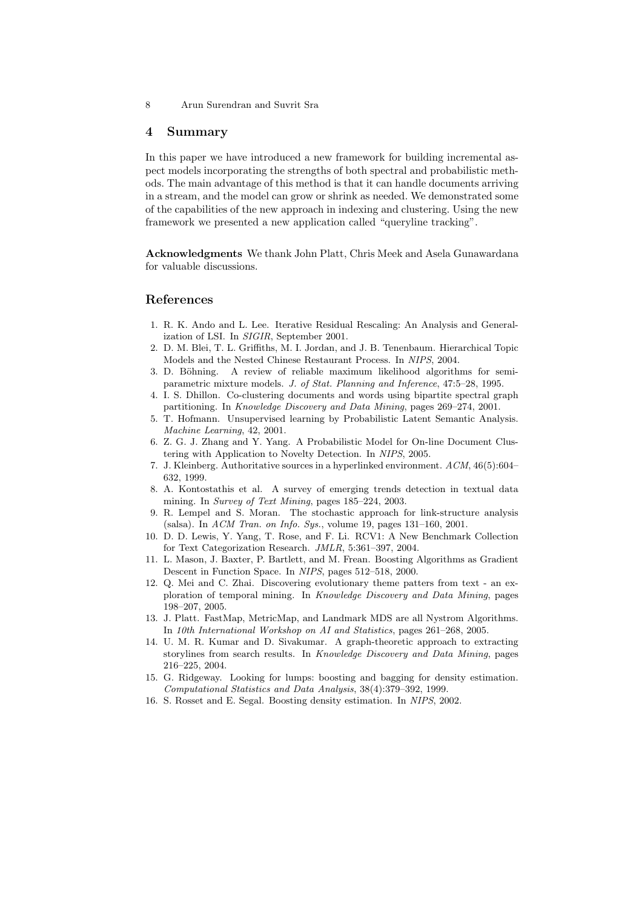## 4 Summary

In this paper we have introduced a new framework for building incremental aspect models incorporating the strengths of both spectral and probabilistic methods. The main advantage of this method is that it can handle documents arriving in a stream, and the model can grow or shrink as needed. We demonstrated some of the capabilities of the new approach in indexing and clustering. Using the new framework we presented a new application called "queryline tracking".

**Acknowledgments** We thank John Platt, Chris Meek and Asela Gunawardana for valuable discussions.

## References

1. R. K. Ando and L. Lee. Iterative Residual Rescaling: An Analysis and Generalization of LSI. In *SIGIR*, September 2001.
2. D. M. Blei, T. L. Griffiths, M. I. Jordan, and J. B. Tenenbaum. Hierarchical Topic Models and the Nested Chinese Restaurant Process. In *NIPS*, 2004.
3. D. Böhning. A review of reliable maximum likelihood algorithms for semi-parametric mixture models. *J. of Stat. Planning and Inference*, 47:5–28, 1995.
4. I. S. Dhillon. Co-clustering documents and words using bipartite spectral graph partitioning. In *Knowledge Discovery and Data Mining*, pages 269–274, 2001.
5. T. Hofmann. Unsupervised learning by Probabilistic Latent Semantic Analysis. *Machine Learning*, 42, 2001.
6. Z. G. J. Zhang and Y. Yang. A Probabilistic Model for On-line Document Clustering with Application to Novelty Detection. In *NIPS*, 2005.
7. J. Kleinberg. Authoritative sources in a hyperlinked environment. *ACM*, 46(5):604–632, 1999.
8. A. Kontostathis et al. A survey of emerging trends detection in textual data mining. In *Survey of Text Mining*, pages 185–224, 2003.
9. R. Lempel and S. Moran. The stochastic approach for link-structure analysis (salsa). In *ACM Tran. on Info. Sys.*, volume 19, pages 131–160, 2001.
10. D. D. Lewis, Y. Yang, T. Rose, and F. Li. RCV1: A New Benchmark Collection for Text Categorization Research. *JMLR*, 5:361–397, 2004.
11. L. Mason, J. Baxter, P. Bartlett, and M. Frean. Boosting Algorithms as Gradient Descent in Function Space. In *NIPS*, pages 512–518, 2000.
12. Q. Mei and C. Zhai. Discovering evolutionary theme patters from text - an exploration of temporal mining. In *Knowledge Discovery and Data Mining*, pages 198–207, 2005.
13. J. Platt. FastMap, MetricMap, and Landmark MDS are all Nystrom Algorithms. In *10th International Workshop on AI and Statistics*, pages 261–268, 2005.
14. U. M. R. Kumar and D. Sivakumar. A graph-theoretic approach to extracting storylines from search results. In *Knowledge Discovery and Data Mining*, pages 216–225, 2004.
15. G. Ridgeway. Looking for lumps: boosting and bagging for density estimation. *Computational Statistics and Data Analysis*, 38(4):379–392, 1999.
16. S. Rosset and E. Segal. Boosting density estimation. In *NIPS*, 2002.